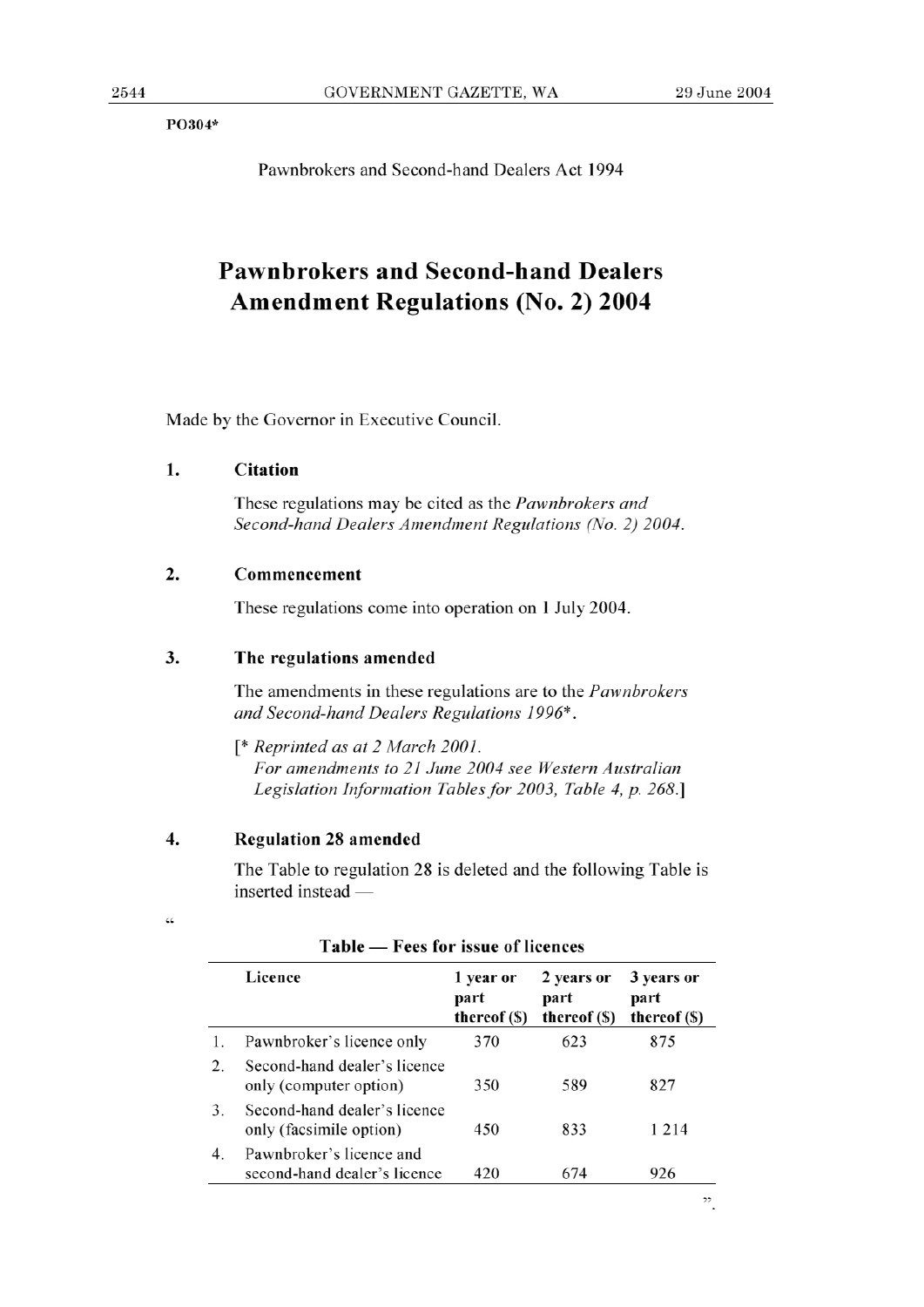PO304*

Pawnbrokers and Second-hand Dealers Act 1994

# Pawnbrokers and Second-hand Dealers Amendment Regulations (No. 2) 2004

Made by the Governor in Executive Council.

## 1. Citation

These regulations may be cited as the *Pawnbrokers and Second-hand Dealers Amendment Regulations (No. 2) 2004*.

## 2. Commencement

These regulations come into operation on 1 July 2004.

## 3. The regulations amended

The amendments in these regulations are to the *Pawnbrokers and Second-hand Dealers Regulations 1996*\*.

[\* *Reprinted as at 2 March 2001.*
*For amendments to 21 June 2004 see Western Australian Legislation Information Tables for 2003, Table 4, p. 268.*]

## 4. Regulation 28 amended

The Table to regulation 28 is deleted and the following Table is inserted instead —

"

**Table — Fees for issue of licences**

| | Licence | 1 year or part thereof ($) | 2 years or part thereof ($) | 3 years or part thereof ($) |
|---|---|---|---|---|
| 1. | Pawnbroker's licence only | 370 | 623 | 875 |
| 2. | Second-hand dealer's licence only (computer option) | 350 | 589 | 827 |
| 3. | Second-hand dealer's licence only (facsimile option) | 450 | 833 | 1 214 |
| 4. | Pawnbroker's licence and second-hand dealer's licence | 420 | 674 | 926 |

".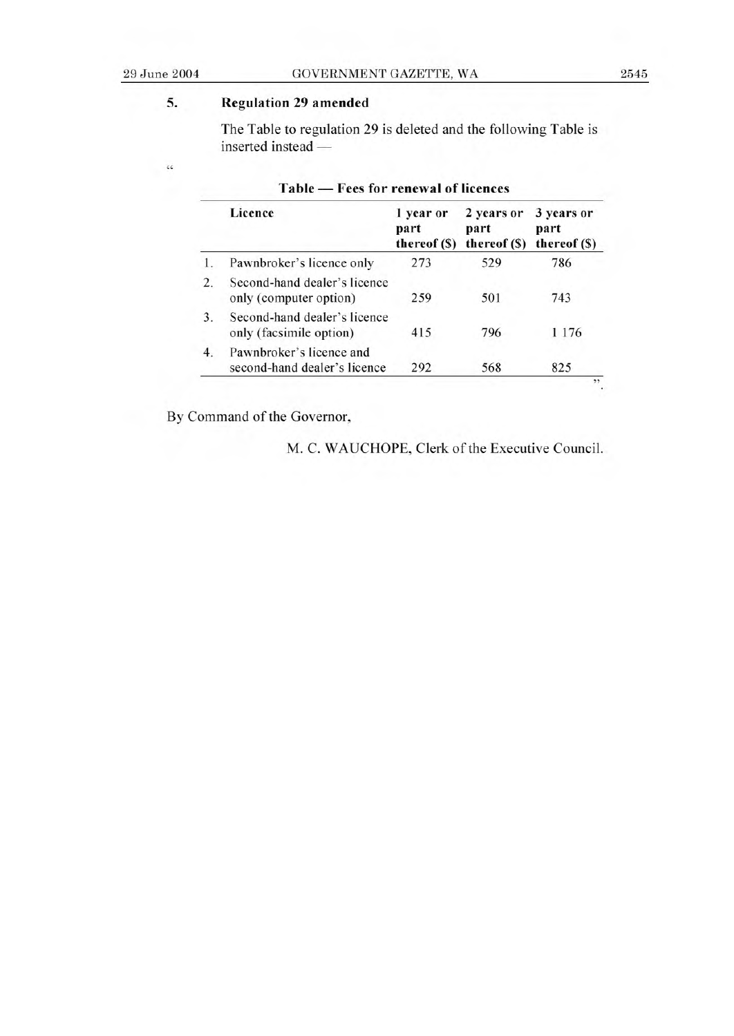### 5. Regulation 29 amended

The Table to regulation 29 is deleted and the following Table is inserted instead —

"

**Table — Fees for renewal of licences**

| | Licence | 1 year or part thereof ($) | 2 years or part thereof ($) | 3 years or part thereof ($) |
|---|---|---|---|---|
| 1. | Pawnbroker's licence only | 273 | 529 | 786 |
| 2. | Second-hand dealer's licence only (computer option) | 259 | 501 | 743 |
| 3. | Second-hand dealer's licence only (facsimile option) | 415 | 796 | 1 176 |
| 4. | Pawnbroker's licence and second-hand dealer's licence | 292 | 568 | 825 |

".

By Command of the Governor,

M. C. WAUCHOPE, Clerk of the Executive Council.